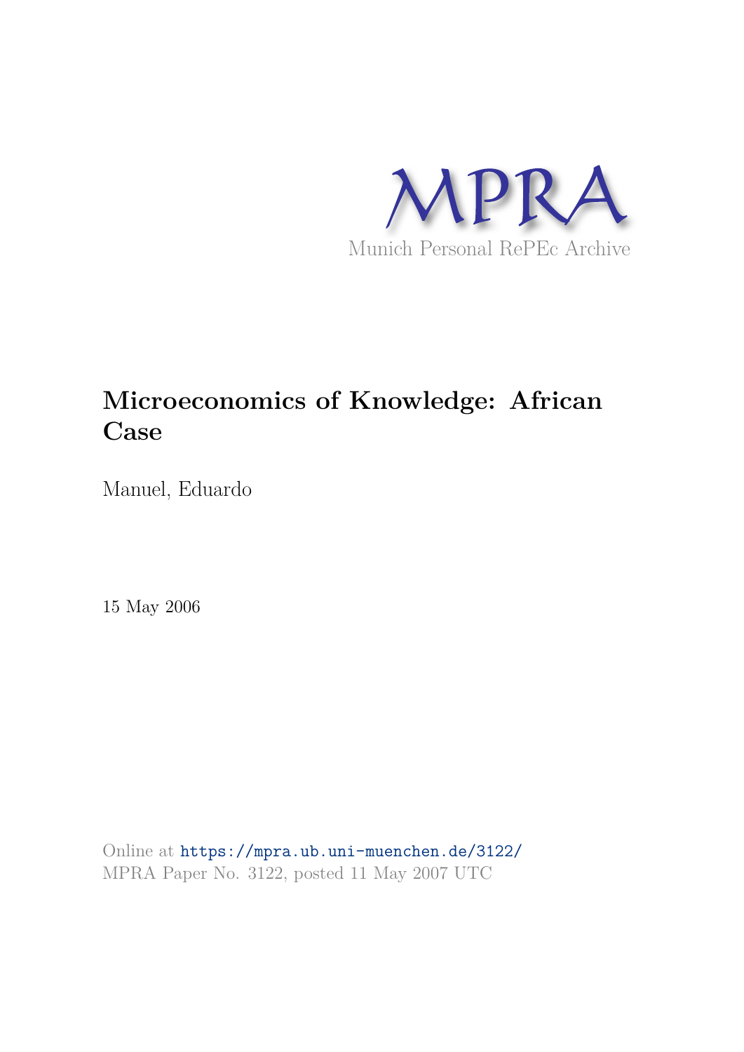MPRA

Munich Personal RePEc Archive

# Microeconomics of Knowledge: African Case

Manuel, Eduardo

15 May 2006

Online at https://mpra.ub.uni-muenchen.de/3122/
MPRA Paper No. 3122, posted 11 May 2007 UTC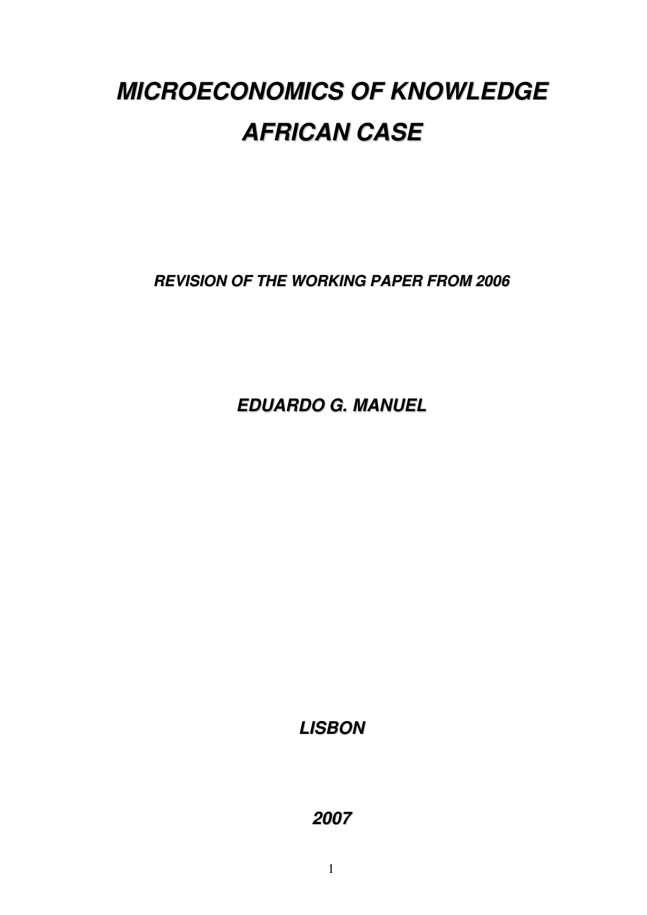# *MICROECONOMICS OF KNOWLEDGE AFRICAN CASE*

***REVISION OF THE WORKING PAPER FROM 2006***

***EDUARDO G. MANUEL***

***LISBON***

***2007***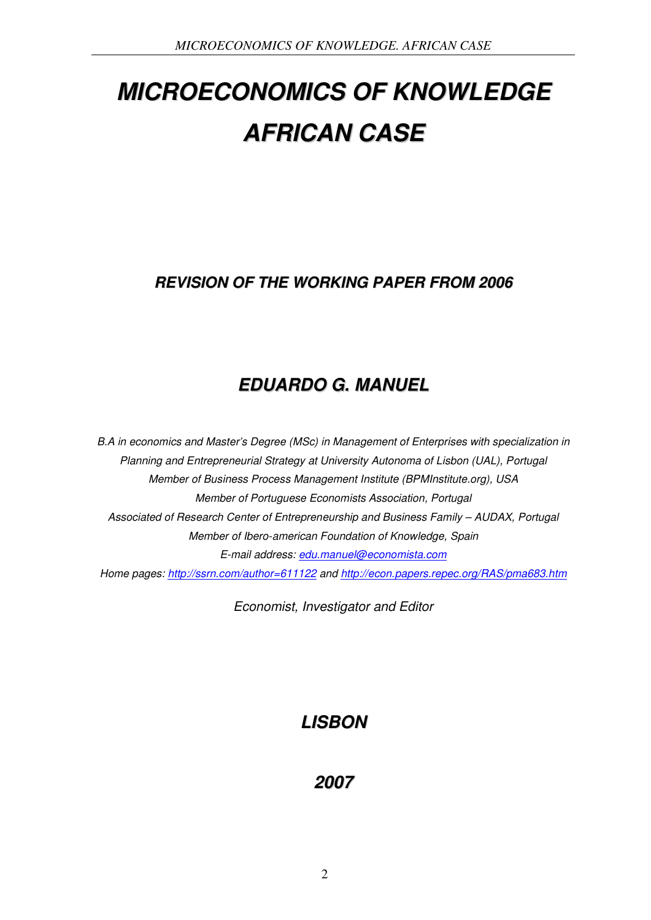# MICROECONOMICS OF KNOWLEDGE AFRICAN CASE

## REVISION OF THE WORKING PAPER FROM 2006

## EDUARDO G. MANUEL

*B.A in economics and Master's Degree (MSc) in Management of Enterprises with specialization in Planning and Entrepreneurial Strategy at University Autonoma of Lisbon (UAL), Portugal*
*Member of Business Process Management Institute (BPMInstitute.org), USA*
*Member of Portuguese Economists Association, Portugal*
*Associated of Research Center of Entrepreneurship and Business Family – AUDAX, Portugal*
*Member of Ibero-american Foundation of Knowledge, Spain*
*E-mail address: edu.manuel@economista.com*
*Home pages: http://ssrn.com/author=611122 and http://econ.papers.repec.org/RAS/pma683.htm*

*Economist, Investigator and Editor*

## LISBON

## 2007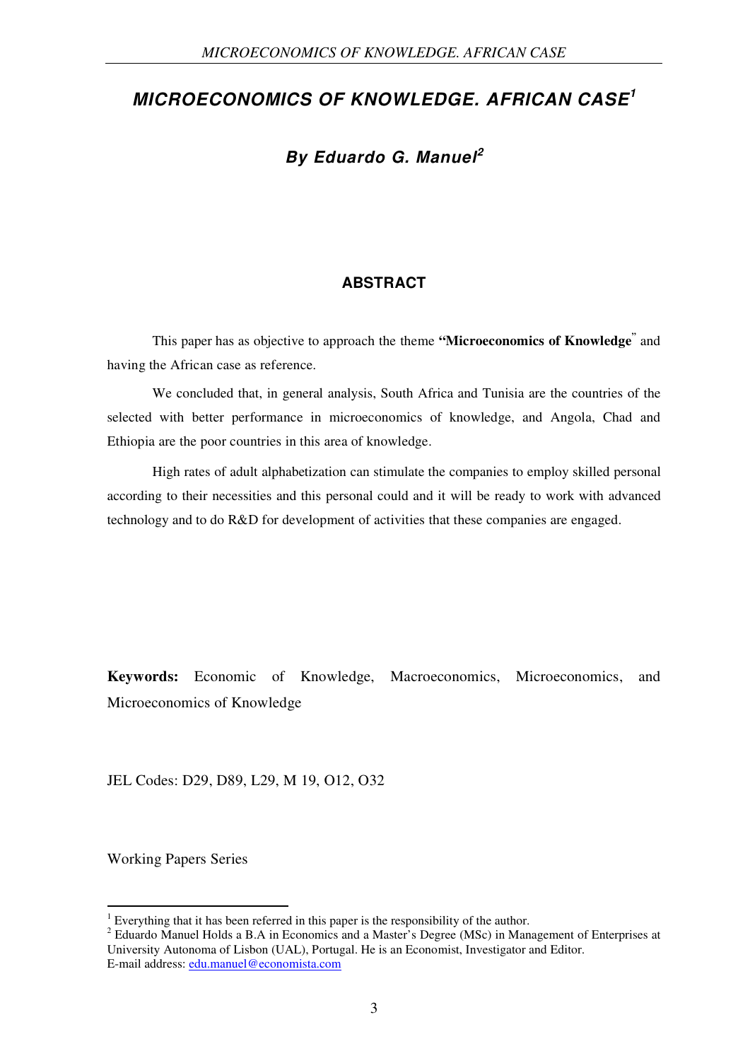# *MICROECONOMICS OF KNOWLEDGE. AFRICAN CASE*[1]

## *By Eduardo G. Manuel*[2]

### ABSTRACT

This paper has as objective to approach the theme **"Microeconomics of Knowledge**" and having the African case as reference.

We concluded that, in general analysis, South Africa and Tunisia are the countries of the selected with better performance in microeconomics of knowledge, and Angola, Chad and Ethiopia are the poor countries in this area of knowledge.

High rates of adult alphabetization can stimulate the companies to employ skilled personal according to their necessities and this personal could and it will be ready to work with advanced technology and to do R&D for development of activities that these companies are engaged.

**Keywords:** Economic of Knowledge, Macroeconomics, Microeconomics, and Microeconomics of Knowledge

JEL Codes: D29, D89, L29, M 19, O12, O32

Working Papers Series

---

[1] Everything that it has been referred in this paper is the responsibility of the author.

[2] Eduardo Manuel Holds a B.A in Economics and a Master's Degree (MSc) in Management of Enterprises at University Autonoma of Lisbon (UAL), Portugal. He is an Economist, Investigator and Editor.
E-mail address: edu.manuel@economista.com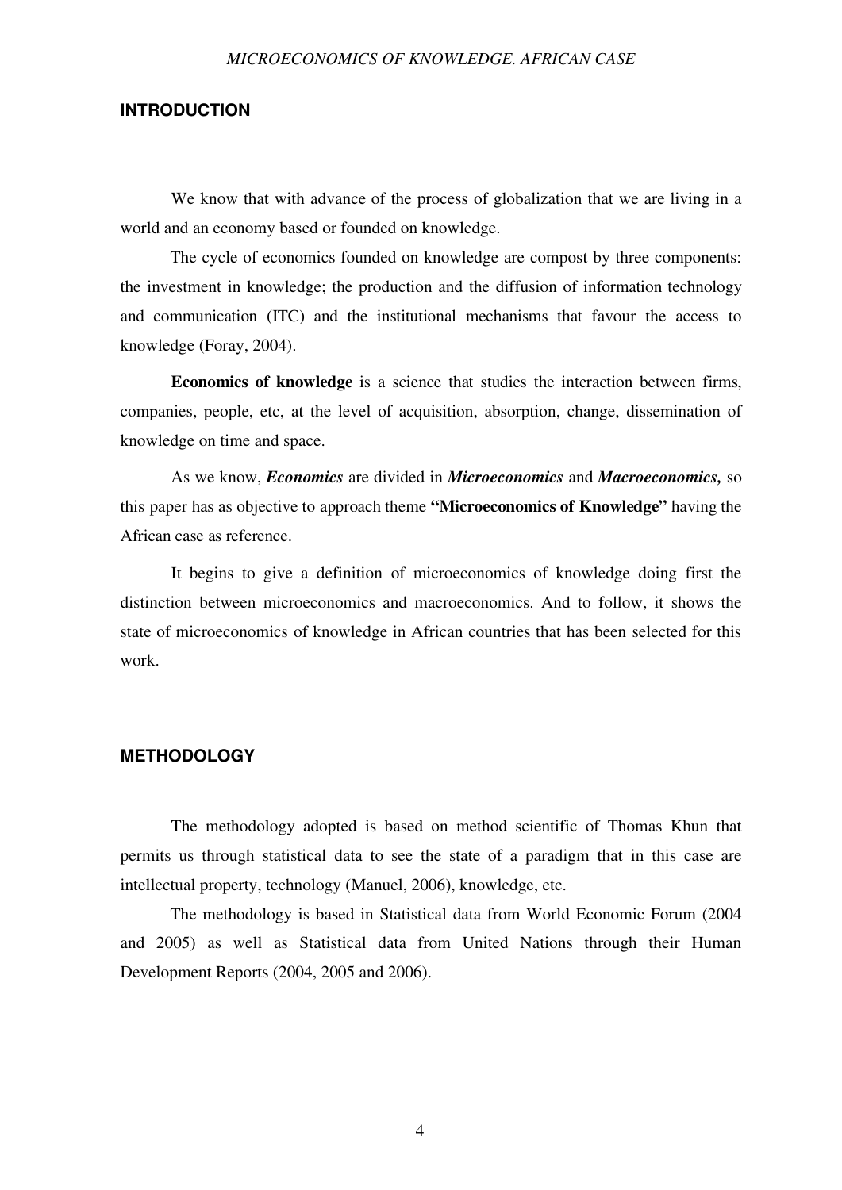## INTRODUCTION

We know that with advance of the process of globalization that we are living in a world and an economy based or founded on knowledge.

The cycle of economics founded on knowledge are compost by three components: the investment in knowledge; the production and the diffusion of information technology and communication (ITC) and the institutional mechanisms that favour the access to knowledge (Foray, 2004).

**Economics of knowledge** is a science that studies the interaction between firms, companies, people, etc, at the level of acquisition, absorption, change, dissemination of knowledge on time and space.

As we know, ***Economics*** are divided in ***Microeconomics*** and ***Macroeconomics,*** so this paper has as objective to approach theme **"Microeconomics of Knowledge"** having the African case as reference.

It begins to give a definition of microeconomics of knowledge doing first the distinction between microeconomics and macroeconomics. And to follow, it shows the state of microeconomics of knowledge in African countries that has been selected for this work.

## METHODOLOGY

The methodology adopted is based on method scientific of Thomas Khun that permits us through statistical data to see the state of a paradigm that in this case are intellectual property, technology (Manuel, 2006), knowledge, etc.

The methodology is based in Statistical data from World Economic Forum (2004 and 2005) as well as Statistical data from United Nations through their Human Development Reports (2004, 2005 and 2006).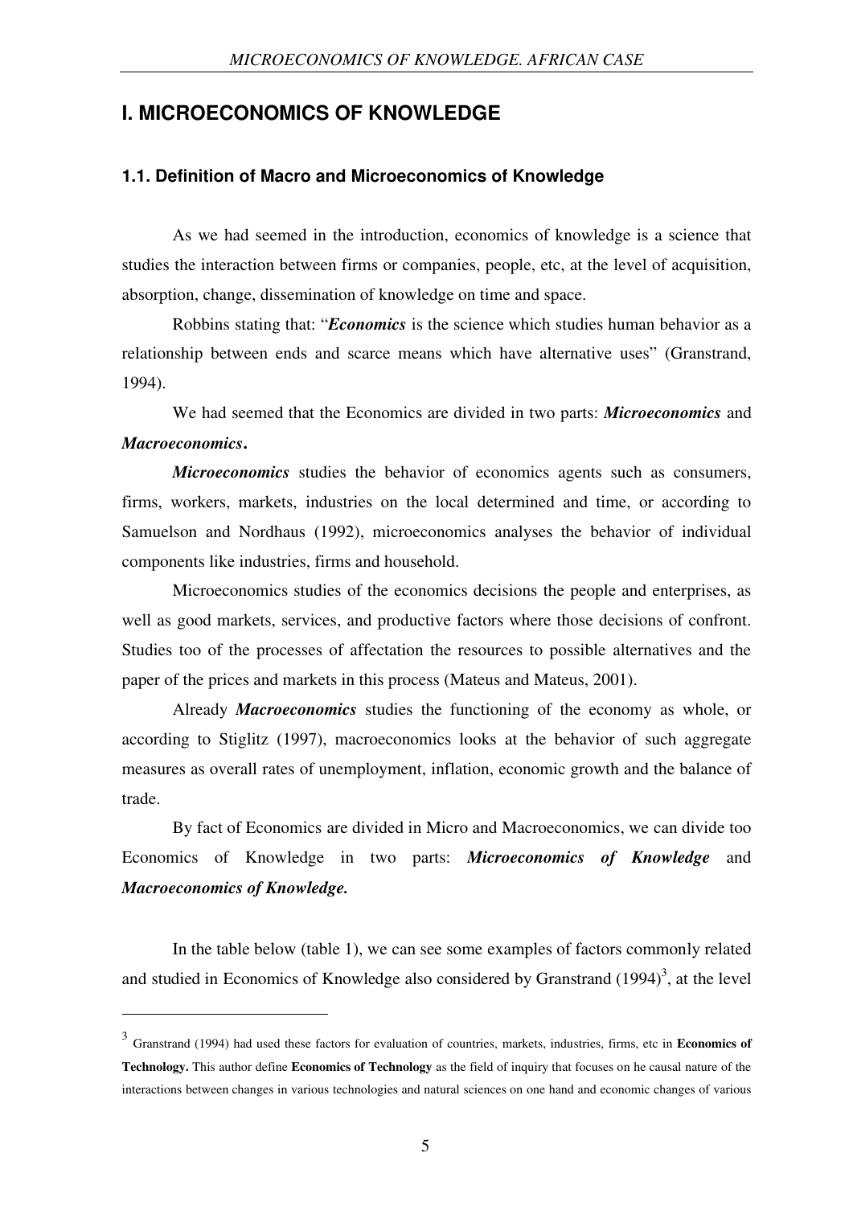# I. MICROECONOMICS OF KNOWLEDGE

## 1.1. Definition of Macro and Microeconomics of Knowledge

As we had seemed in the introduction, economics of knowledge is a science that studies the interaction between firms or companies, people, etc, at the level of acquisition, absorption, change, dissemination of knowledge on time and space.

Robbins stating that: "***Economics*** is the science which studies human behavior as a relationship between ends and scarce means which have alternative uses" (Granstrand, 1994).

We had seemed that the Economics are divided in two parts: ***Microeconomics*** and ***Macroeconomics***.

***Microeconomics*** studies the behavior of economics agents such as consumers, firms, workers, markets, industries on the local determined and time, or according to Samuelson and Nordhaus (1992), microeconomics analyses the behavior of individual components like industries, firms and household.

Microeconomics studies of the economics decisions the people and enterprises, as well as good markets, services, and productive factors where those decisions of confront. Studies too of the processes of affectation the resources to possible alternatives and the paper of the prices and markets in this process (Mateus and Mateus, 2001).

Already ***Macroeconomics*** studies the functioning of the economy as whole, or according to Stiglitz (1997), macroeconomics looks at the behavior of such aggregate measures as overall rates of unemployment, inflation, economic growth and the balance of trade.

By fact of Economics are divided in Micro and Macroeconomics, we can divide too Economics of Knowledge in two parts: ***Microeconomics of Knowledge*** and ***Macroeconomics of Knowledge.***

In the table below (table 1), we can see some examples of factors commonly related and studied in Economics of Knowledge also considered by Granstrand (1994)[3], at the level

---

[3] Granstrand (1994) had used these factors for evaluation of countries, markets, industries, firms, etc in **Economics of Technology.** This author define **Economics of Technology** as the field of inquiry that focuses on he causal nature of the interactions between changes in various technologies and natural sciences on one hand and economic changes of various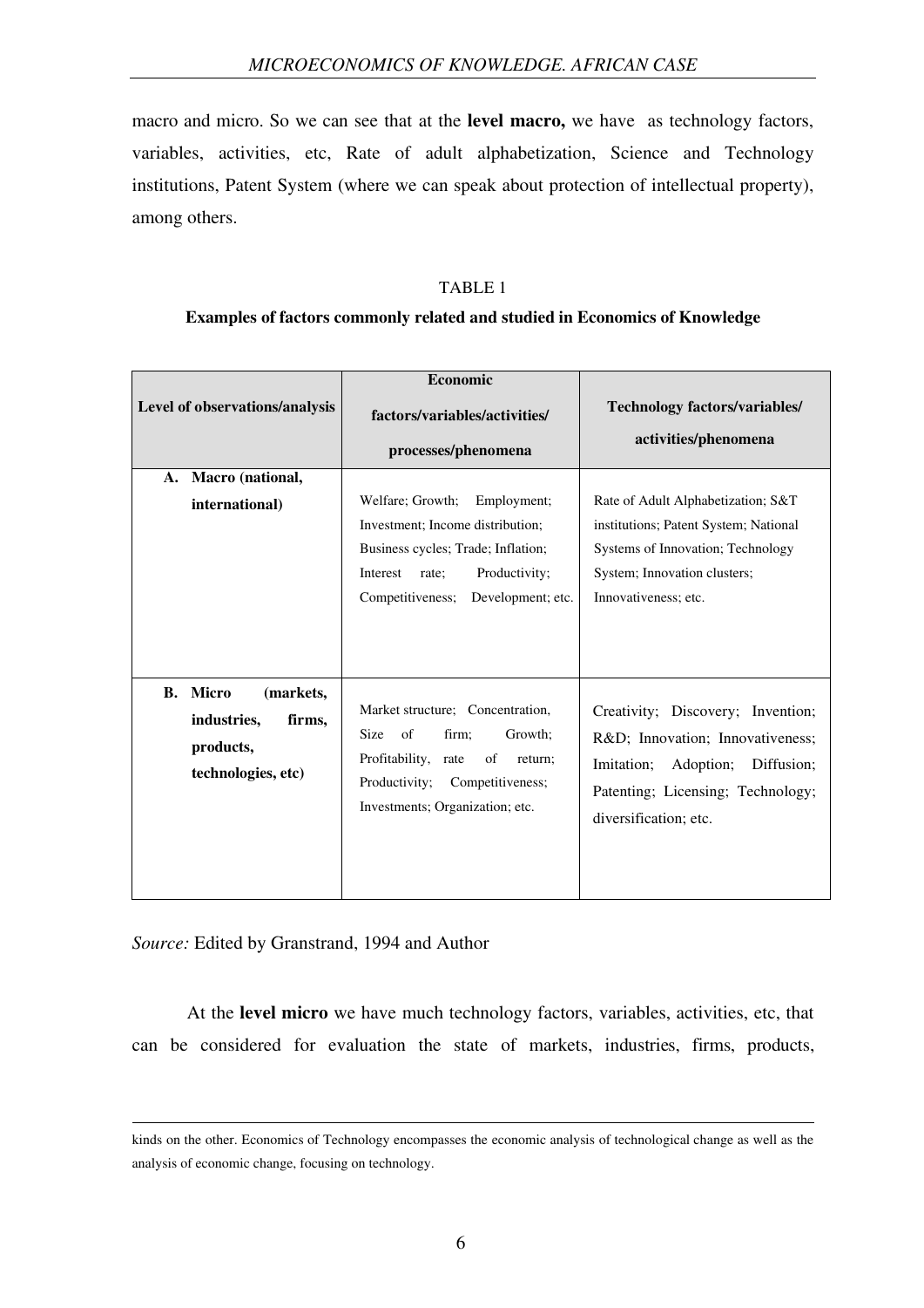macro and micro. So we can see that at the **level macro,** we have as technology factors, variables, activities, etc, Rate of adult alphabetization, Science and Technology institutions, Patent System (where we can speak about protection of intellectual property), among others.

TABLE 1

**Examples of factors commonly related and studied in Economics of Knowledge**

| Level of observations/analysis | Economic factors/variables/activities/ processes/phenomena | Technology factors/variables/ activities/phenomena |
|---|---|---|
| **A. Macro (national, international)** | Welfare; Growth; Employment; Investment; Income distribution; Business cycles; Trade; Inflation; Interest rate; Productivity; Competitiveness; Development; etc. | Rate of Adult Alphabetization; S&T institutions; Patent System; National Systems of Innovation; Technology System; Innovation clusters; Innovativeness; etc. |
| **B. Micro (markets, industries, firms, products, technologies, etc)** | Market structure; Concentration, Size of firm; Growth; Profitability, rate of return; Productivity; Competitiveness; Investments; Organization; etc. | Creativity; Discovery; Invention; R&D; Innovation; Innovativeness; Imitation; Adoption; Diffusion; Patenting; Licensing; Technology; diversification; etc. |

*Source:* Edited by Granstrand, 1994 and Author

At the **level micro** we have much technology factors, variables, activities, etc, that can be considered for evaluation the state of markets, industries, firms, products,

---

kinds on the other. Economics of Technology encompasses the economic analysis of technological change as well as the analysis of economic change, focusing on technology.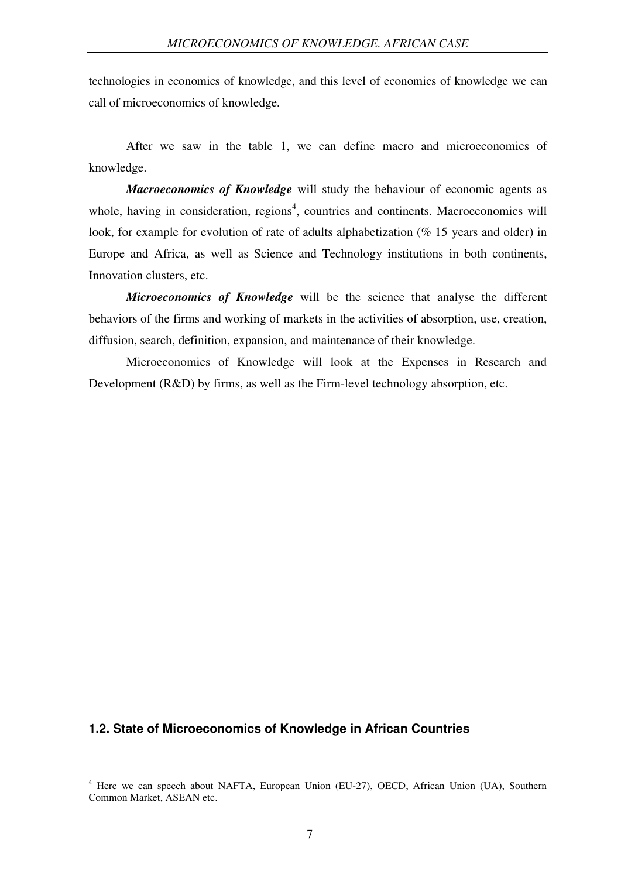technologies in economics of knowledge, and this level of economics of knowledge we can call of microeconomics of knowledge.

After we saw in the table 1, we can define macro and microeconomics of knowledge.

***Macroeconomics of Knowledge*** will study the behaviour of economic agents as whole, having in consideration, regions[4], countries and continents. Macroeconomics will look, for example for evolution of rate of adults alphabetization (% 15 years and older) in Europe and Africa, as well as Science and Technology institutions in both continents, Innovation clusters, etc.

***Microeconomics of Knowledge*** will be the science that analyse the different behaviors of the firms and working of markets in the activities of absorption, use, creation, diffusion, search, definition, expansion, and maintenance of their knowledge.

Microeconomics of Knowledge will look at the Expenses in Research and Development (R&D) by firms, as well as the Firm-level technology absorption, etc.

### 1.2. State of Microeconomics of Knowledge in African Countries

[4] Here we can speech about NAFTA, European Union (EU-27), OECD, African Union (UA), Southern Common Market, ASEAN etc.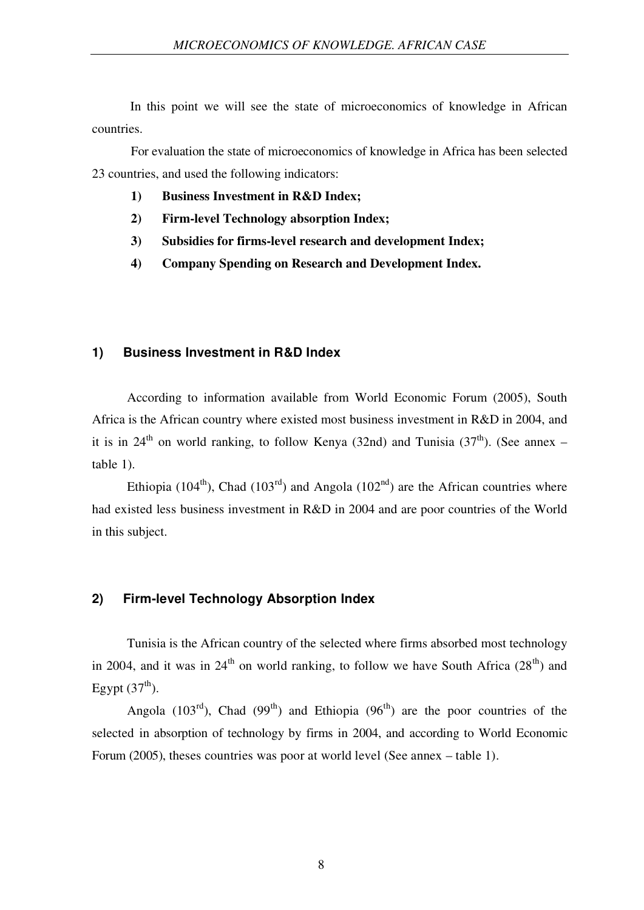In this point we will see the state of microeconomics of knowledge in African countries.

For evaluation the state of microeconomics of knowledge in Africa has been selected 23 countries, and used the following indicators:

1) **Business Investment in R&D Index;**
2) **Firm-level Technology absorption Index;**
3) **Subsidies for firms-level research and development Index;**
4) **Company Spending on Research and Development Index.**

### 1) Business Investment in R&D Index

According to information available from World Economic Forum (2005), South Africa is the African country where existed most business investment in R&D in 2004, and it is in 24th on world ranking, to follow Kenya (32nd) and Tunisia (37th). (See annex – table 1).

Ethiopia (104th), Chad (103rd) and Angola (102nd) are the African countries where had existed less business investment in R&D in 2004 and are poor countries of the World in this subject.

### 2) Firm-level Technology Absorption Index

Tunisia is the African country of the selected where firms absorbed most technology in 2004, and it was in 24th on world ranking, to follow we have South Africa (28th) and Egypt (37th).

Angola (103rd), Chad (99th) and Ethiopia (96th) are the poor countries of the selected in absorption of technology by firms in 2004, and according to World Economic Forum (2005), theses countries was poor at world level (See annex – table 1).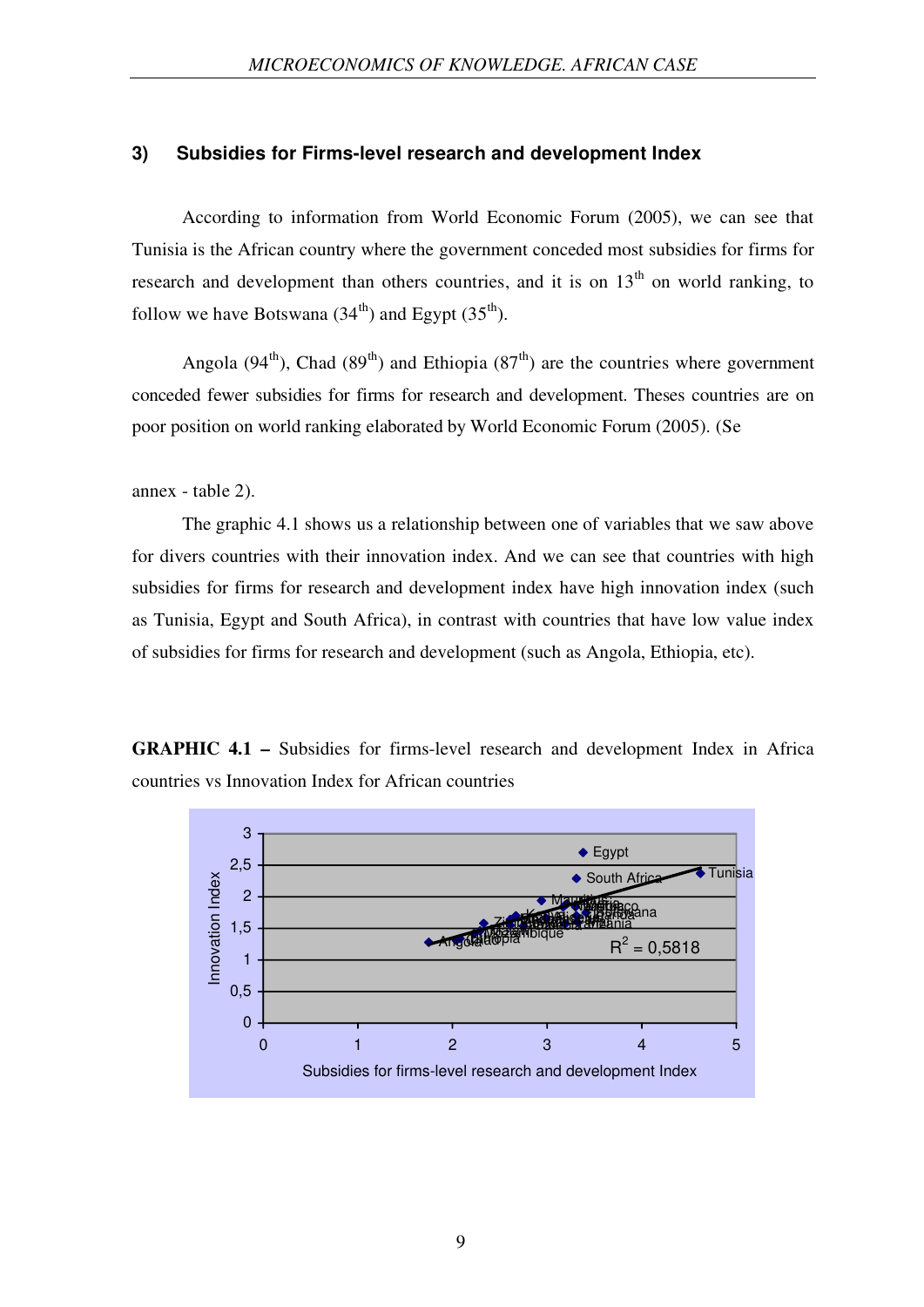### 3) Subsidies for Firms-level research and development Index

According to information from World Economic Forum (2005), we can see that Tunisia is the African country where the government conceded most subsidies for firms for research and development than others countries, and it is on 13th on world ranking, to follow we have Botswana (34th) and Egypt (35th).

Angola (94th), Chad (89th) and Ethiopia (87th) are the countries where government conceded fewer subsidies for firms for research and development. Theses countries are on poor position on world ranking elaborated by World Economic Forum (2005). (Se

annex - table 2).

The graphic 4.1 shows us a relationship between one of variables that we saw above for divers countries with their innovation index. And we can see that countries with high subsidies for firms for research and development index have high innovation index (such as Tunisia, Egypt and South Africa), in contrast with countries that have low value index of subsidies for firms for research and development (such as Angola, Ethiopia, etc).

**GRAPHIC 4.1 –** Subsidies for firms-level research and development Index in Africa countries vs Innovation Index for African countries

Innovation Index

Subsidies for firms-level research and development Index

$R^2 = 0,5818$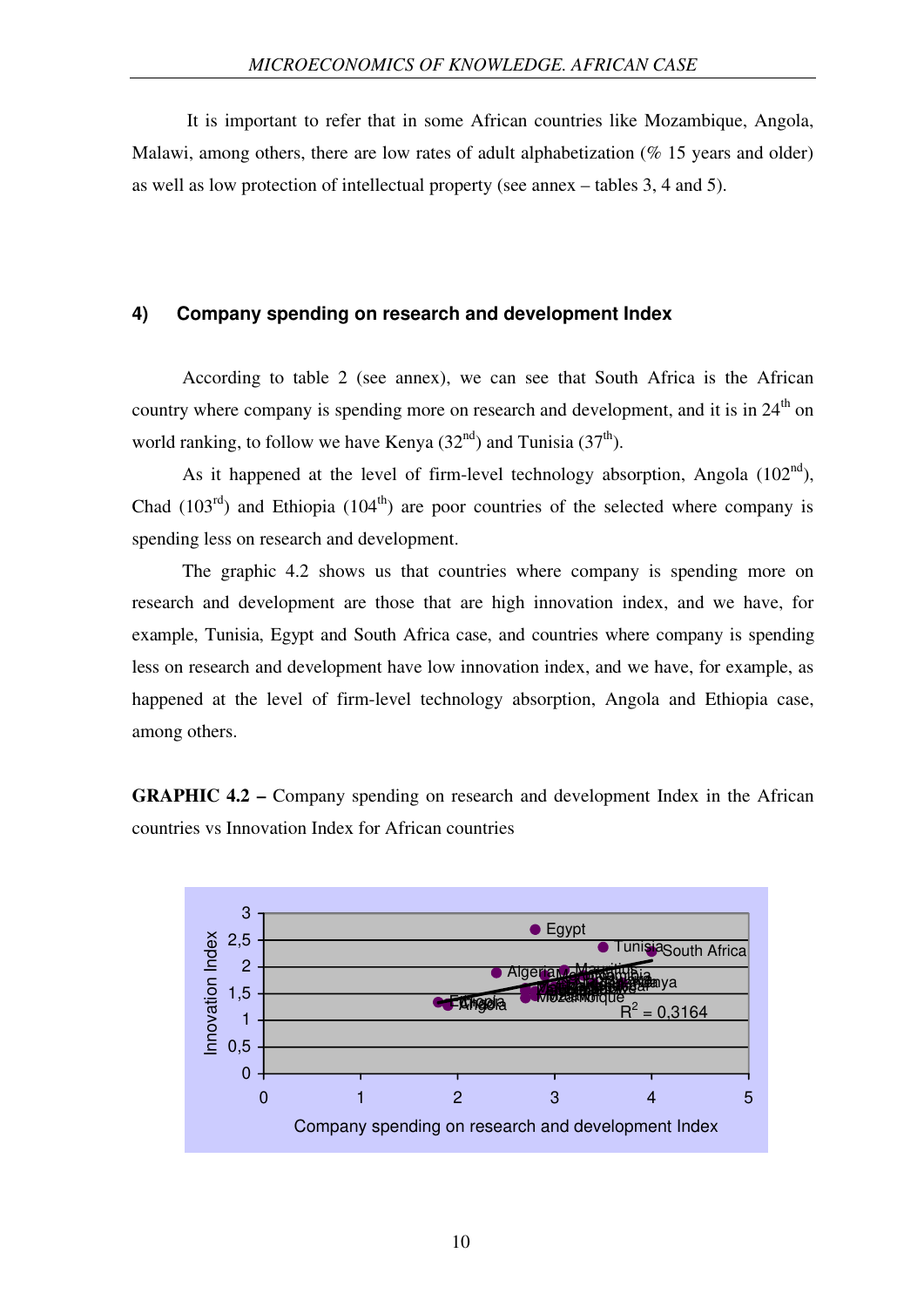It is important to refer that in some African countries like Mozambique, Angola, Malawi, among others, there are low rates of adult alphabetization (% 15 years and older) as well as low protection of intellectual property (see annex – tables 3, 4 and 5).

#### 4) Company spending on research and development Index

According to table 2 (see annex), we can see that South Africa is the African country where company is spending more on research and development, and it is in 24th on world ranking, to follow we have Kenya (32nd) and Tunisia (37th).

As it happened at the level of firm-level technology absorption, Angola (102nd), Chad (103rd) and Ethiopia (104th) are poor countries of the selected where company is spending less on research and development.

The graphic 4.2 shows us that countries where company is spending more on research and development are those that are high innovation index, and we have, for example, Tunisia, Egypt and South Africa case, and countries where company is spending less on research and development have low innovation index, and we have, for example, as happened at the level of firm-level technology absorption, Angola and Ethiopia case, among others.

**GRAPHIC 4.2 –** Company spending on research and development Index in the African countries vs Innovation Index for African countries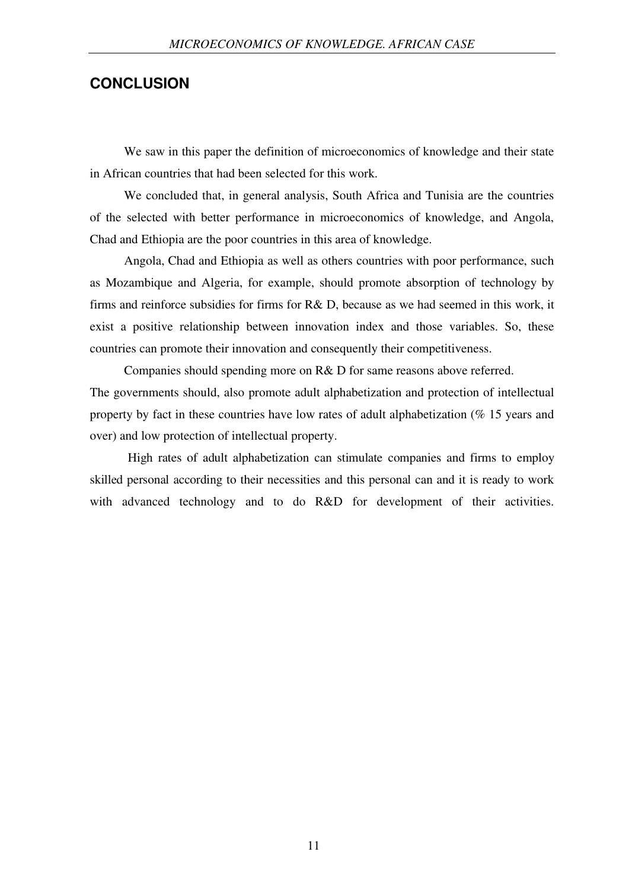## CONCLUSION

We saw in this paper the definition of microeconomics of knowledge and their state in African countries that had been selected for this work.

We concluded that, in general analysis, South Africa and Tunisia are the countries of the selected with better performance in microeconomics of knowledge, and Angola, Chad and Ethiopia are the poor countries in this area of knowledge.

Angola, Chad and Ethiopia as well as others countries with poor performance, such as Mozambique and Algeria, for example, should promote absorption of technology by firms and reinforce subsidies for firms for R& D, because as we had seemed in this work, it exist a positive relationship between innovation index and those variables. So, these countries can promote their innovation and consequently their competitiveness.

Companies should spending more on R& D for same reasons above referred.

The governments should, also promote adult alphabetization and protection of intellectual property by fact in these countries have low rates of adult alphabetization (% 15 years and over) and low protection of intellectual property.

High rates of adult alphabetization can stimulate companies and firms to employ skilled personal according to their necessities and this personal can and it is ready to work with advanced technology and to do R&D for development of their activities.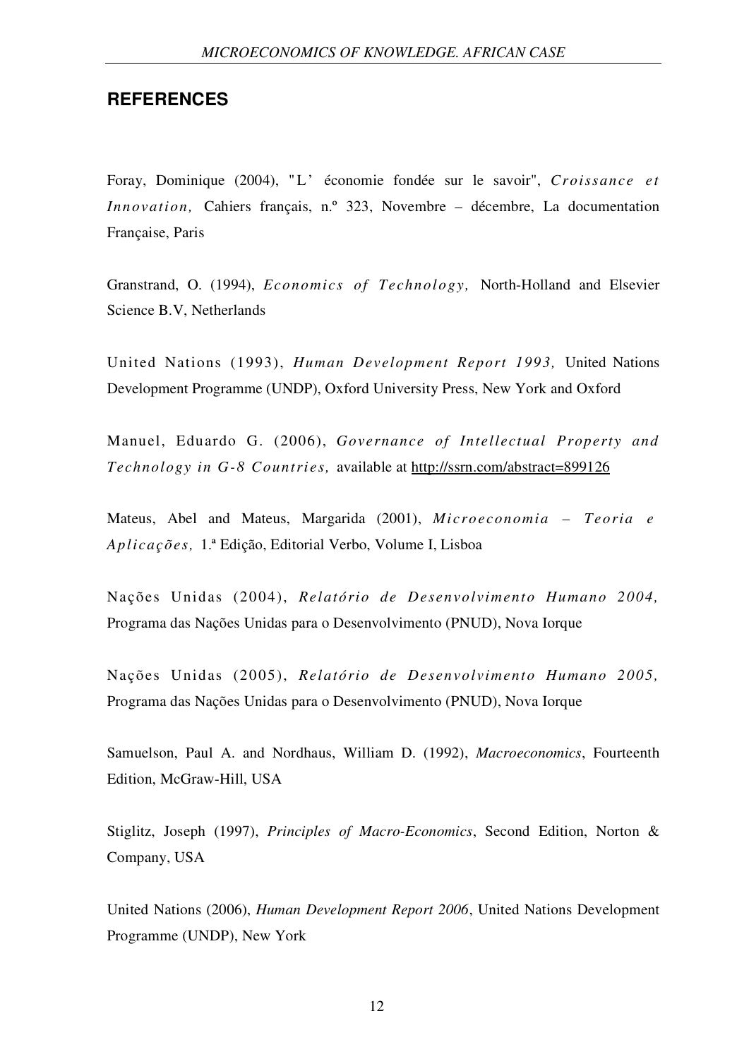## REFERENCES

Foray, Dominique (2004), "L' économie fondée sur le savoir", *Croissance et Innovation,* Cahiers français, n.º 323, Novembre – décembre, La documentation Française, Paris

Granstrand, O. (1994), *Economics of Technology,* North-Holland and Elsevier Science B.V, Netherlands

United Nations (1993), *Human Development Report 1993,* United Nations Development Programme (UNDP), Oxford University Press, New York and Oxford

Manuel, Eduardo G. (2006), *Governance of Intellectual Property and Technology in G-8 Countries,* available at http://ssrn.com/abstract=899126

Mateus, Abel and Mateus, Margarida (2001), *Microeconomia – Teoria e Aplicações,* 1.ª Edição, Editorial Verbo, Volume I, Lisboa

Nações Unidas (2004), *Relatório de Desenvolvimento Humano 2004,* Programa das Nações Unidas para o Desenvolvimento (PNUD), Nova Iorque

Nações Unidas (2005), *Relatório de Desenvolvimento Humano 2005,* Programa das Nações Unidas para o Desenvolvimento (PNUD), Nova Iorque

Samuelson, Paul A. and Nordhaus, William D. (1992), *Macroeconomics*, Fourteenth Edition, McGraw-Hill, USA

Stiglitz, Joseph (1997), *Principles of Macro-Economics*, Second Edition, Norton & Company, USA

United Nations (2006), *Human Development Report 2006*, United Nations Development Programme (UNDP), New York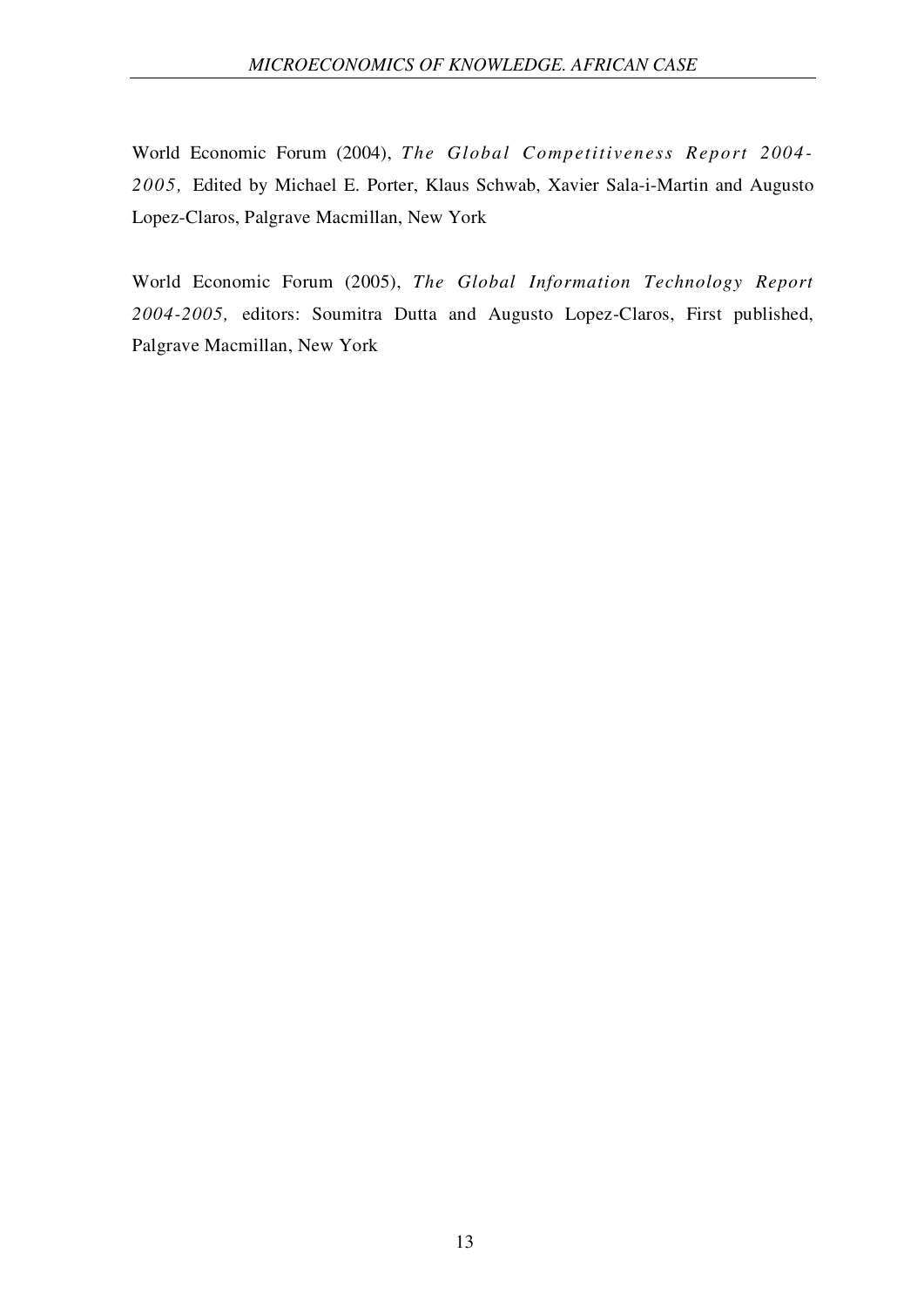World Economic Forum (2004), *The Global Competitiveness Report 2004-2005,* Edited by Michael E. Porter, Klaus Schwab, Xavier Sala-i-Martin and Augusto Lopez-Claros, Palgrave Macmillan, New York

World Economic Forum (2005), *The Global Information Technology Report 2004-2005,* editors: Soumitra Dutta and Augusto Lopez-Claros, First published, Palgrave Macmillan, New York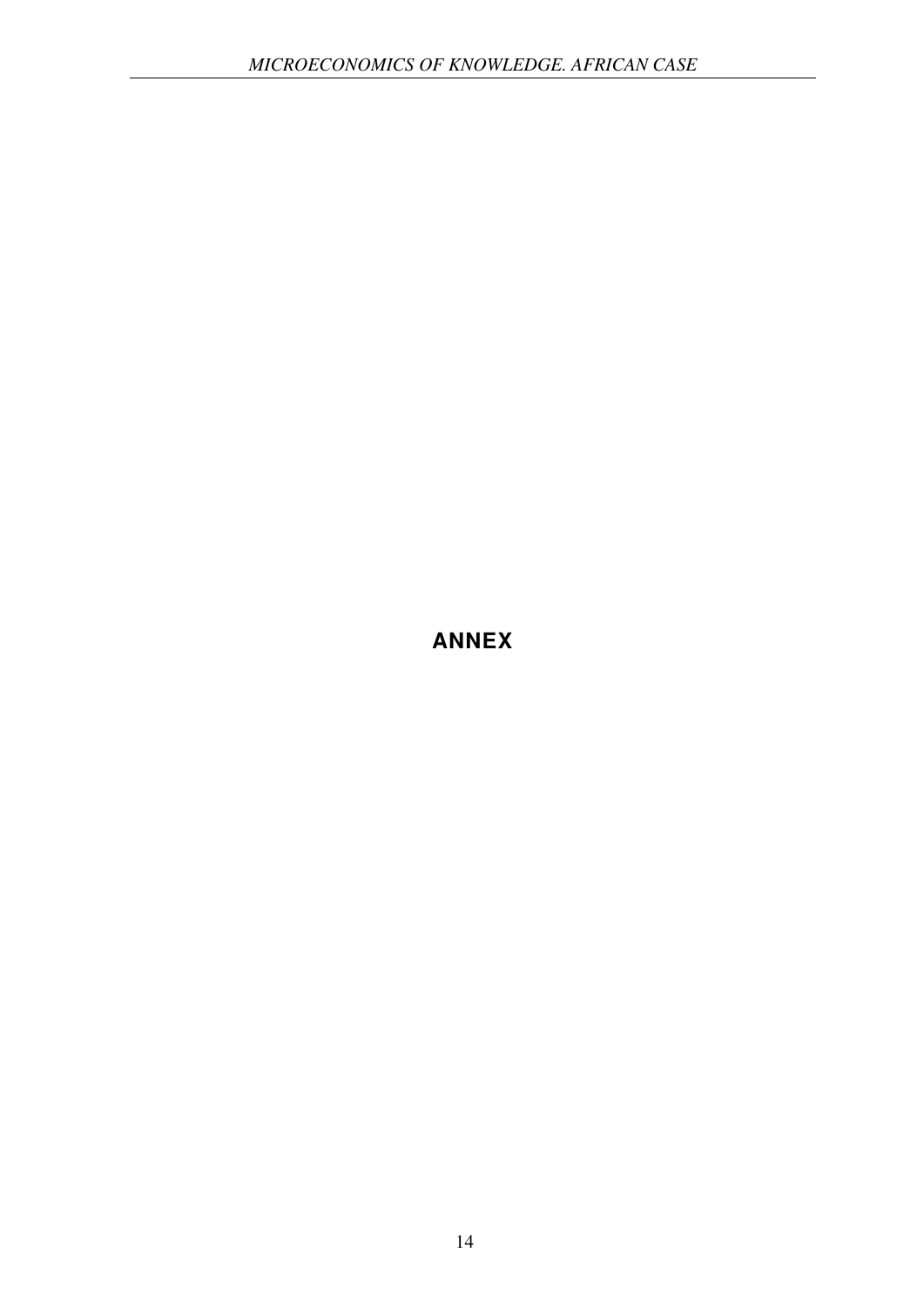# ANNEX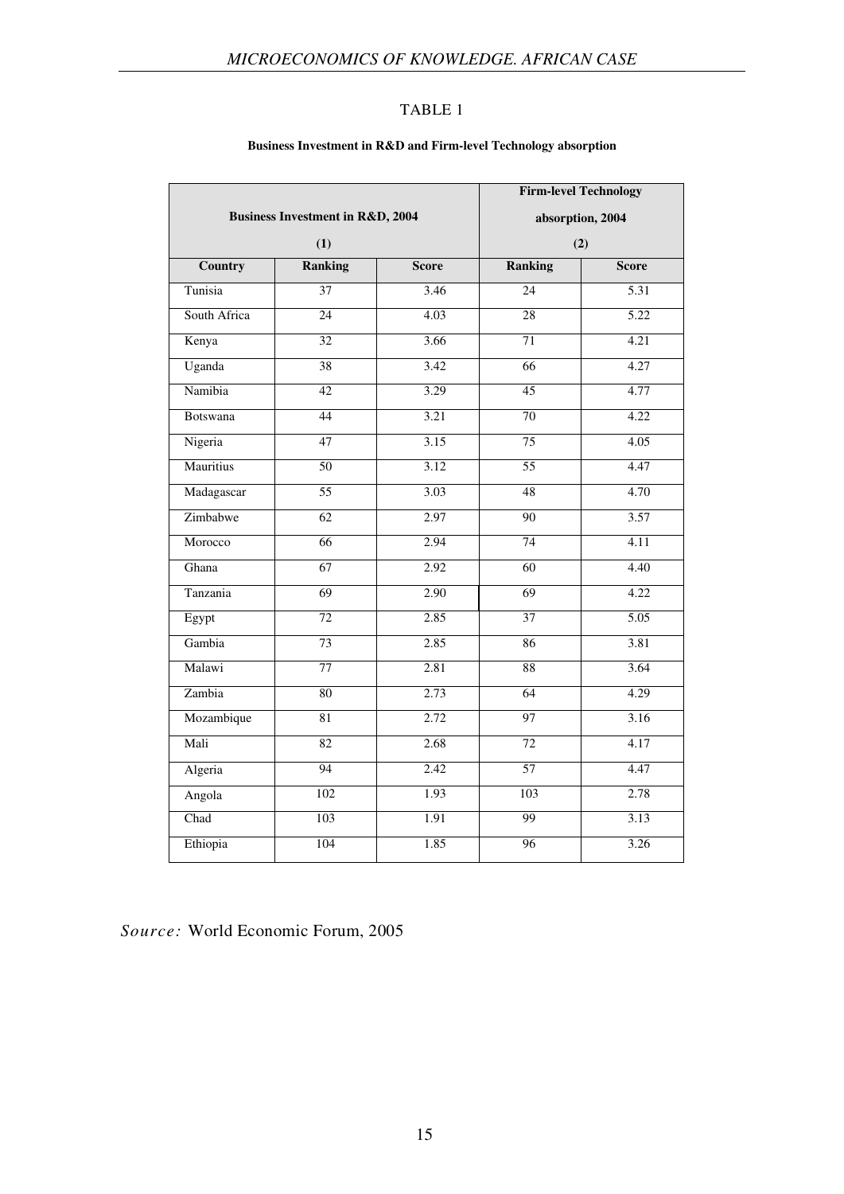TABLE 1

**Business Investment in R&D and Firm-level Technology absorption**

| | Business Investment in R&D, 2004 (1) | | Firm-level Technology absorption, 2004 (2) | |
|---|---|---|---|---|
| **Country** | **Ranking** | **Score** | **Ranking** | **Score** |
| Tunisia | 37 | 3.46 | 24 | 5.31 |
| South Africa | 24 | 4.03 | 28 | 5.22 |
| Kenya | 32 | 3.66 | 71 | 4.21 |
| Uganda | 38 | 3.42 | 66 | 4.27 |
| Namibia | 42 | 3.29 | 45 | 4.77 |
| Botswana | 44 | 3.21 | 70 | 4.22 |
| Nigeria | 47 | 3.15 | 75 | 4.05 |
| Mauritius | 50 | 3.12 | 55 | 4.47 |
| Madagascar | 55 | 3.03 | 48 | 4.70 |
| Zimbabwe | 62 | 2.97 | 90 | 3.57 |
| Morocco | 66 | 2.94 | 74 | 4.11 |
| Ghana | 67 | 2.92 | 60 | 4.40 |
| Tanzania | 69 | 2.90 | 69 | 4.22 |
| Egypt | 72 | 2.85 | 37 | 5.05 |
| Gambia | 73 | 2.85 | 86 | 3.81 |
| Malawi | 77 | 2.81 | 88 | 3.64 |
| Zambia | 80 | 2.73 | 64 | 4.29 |
| Mozambique | 81 | 2.72 | 97 | 3.16 |
| Mali | 82 | 2.68 | 72 | 4.17 |
| Algeria | 94 | 2.42 | 57 | 4.47 |
| Angola | 102 | 1.93 | 103 | 2.78 |
| Chad | 103 | 1.91 | 99 | 3.13 |
| Ethiopia | 104 | 1.85 | 96 | 3.26 |

*Source:* World Economic Forum, 2005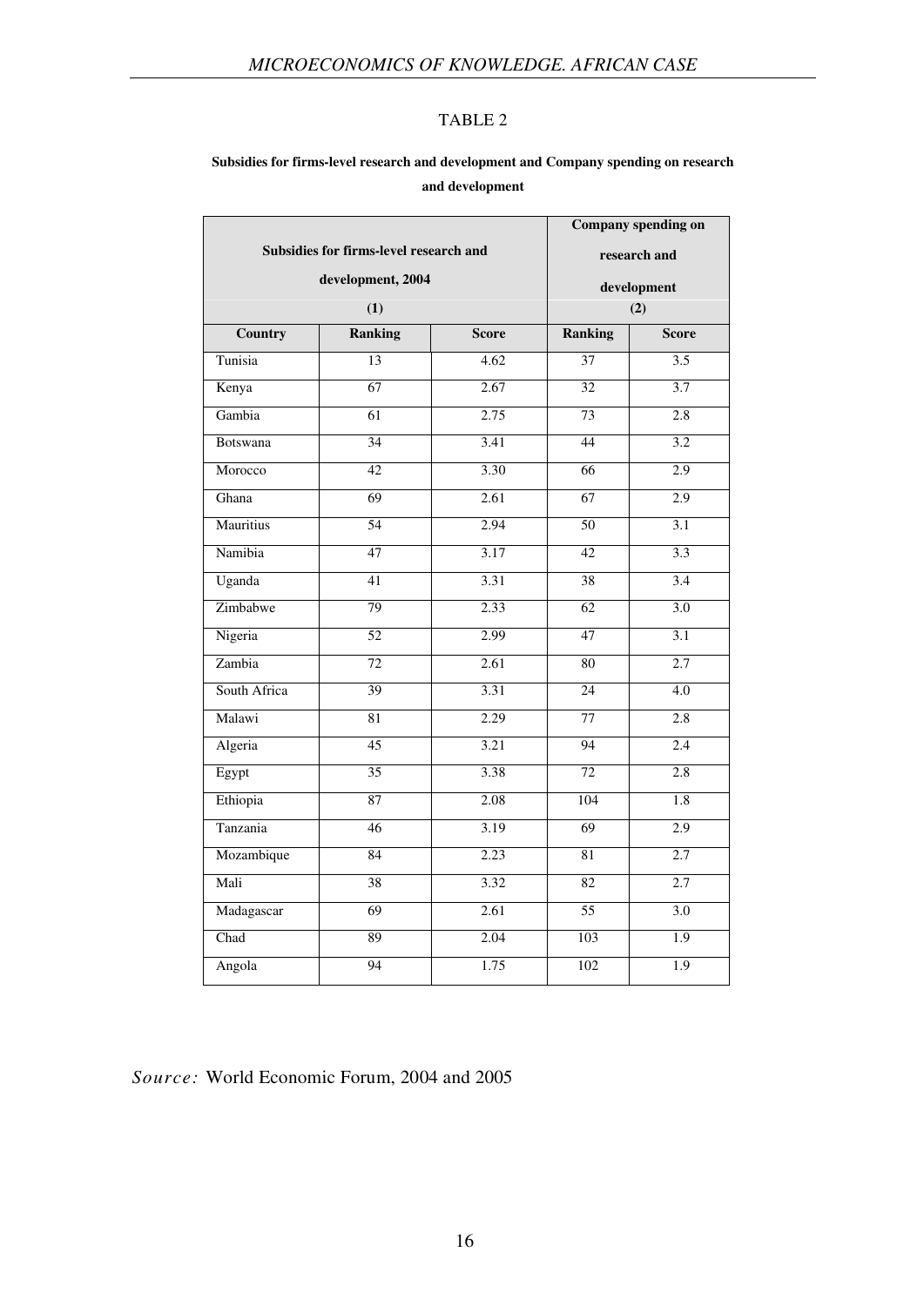TABLE 2

**Subsidies for firms-level research and development and Company spending on research and development**

| | Subsidies for firms-level research and development, 2004 (1) | | Company spending on research and development (2) | |
|---|---|---|---|---|
| **Country** | **Ranking** | **Score** | **Ranking** | **Score** |
| Tunisia | 13 | 4.62 | 37 | 3.5 |
| Kenya | 67 | 2.67 | 32 | 3.7 |
| Gambia | 61 | 2.75 | 73 | 2.8 |
| Botswana | 34 | 3.41 | 44 | 3.2 |
| Morocco | 42 | 3.30 | 66 | 2.9 |
| Ghana | 69 | 2.61 | 67 | 2.9 |
| Mauritius | 54 | 2.94 | 50 | 3.1 |
| Namibia | 47 | 3.17 | 42 | 3.3 |
| Uganda | 41 | 3.31 | 38 | 3.4 |
| Zimbabwe | 79 | 2.33 | 62 | 3.0 |
| Nigeria | 52 | 2.99 | 47 | 3.1 |
| Zambia | 72 | 2.61 | 80 | 2.7 |
| South Africa | 39 | 3.31 | 24 | 4.0 |
| Malawi | 81 | 2.29 | 77 | 2.8 |
| Algeria | 45 | 3.21 | 94 | 2.4 |
| Egypt | 35 | 3.38 | 72 | 2.8 |
| Ethiopia | 87 | 2.08 | 104 | 1.8 |
| Tanzania | 46 | 3.19 | 69 | 2.9 |
| Mozambique | 84 | 2.23 | 81 | 2.7 |
| Mali | 38 | 3.32 | 82 | 2.7 |
| Madagascar | 69 | 2.61 | 55 | 3.0 |
| Chad | 89 | 2.04 | 103 | 1.9 |
| Angola | 94 | 1.75 | 102 | 1.9 |

*Source:* World Economic Forum, 2004 and 2005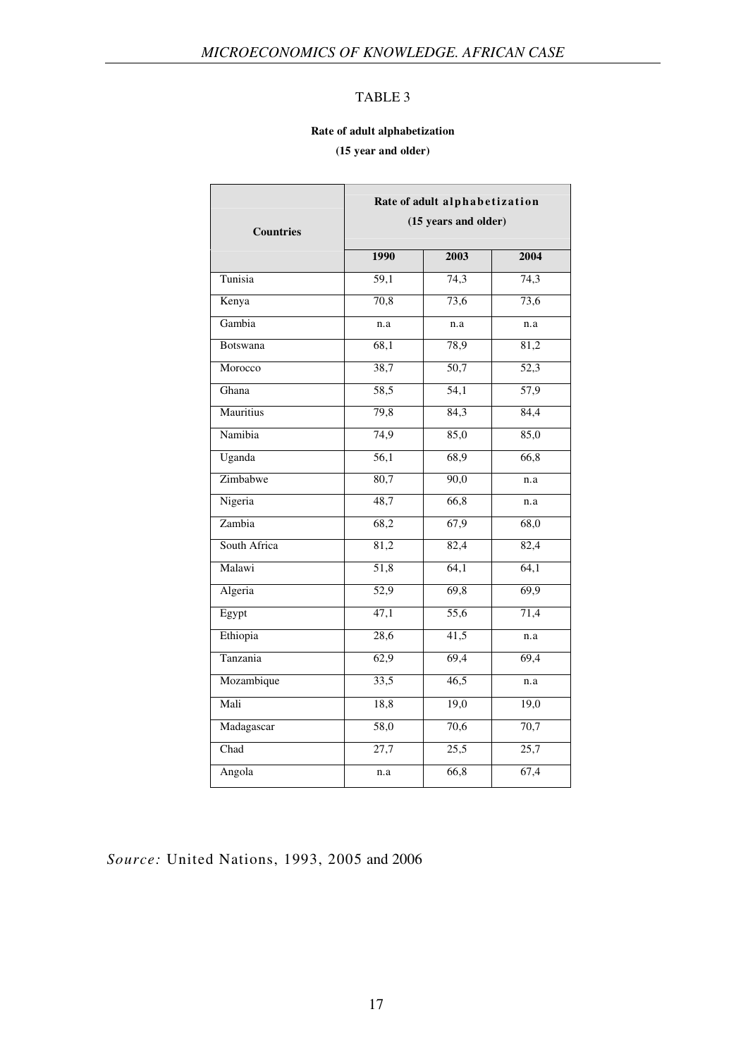TABLE 3

**Rate of adult alphabetization**

**(15 year and older)**

| Countries | Rate of adult alphabetization (15 years and older) | | |
|---|---|---|---|
| | **1990** | **2003** | **2004** |
| Tunisia | 59,1 | 74,3 | 74,3 |
| Kenya | 70,8 | 73,6 | 73,6 |
| Gambia | n.a | n.a | n.a |
| Botswana | 68,1 | 78,9 | 81,2 |
| Morocco | 38,7 | 50,7 | 52,3 |
| Ghana | 58,5 | 54,1 | 57,9 |
| Mauritius | 79,8 | 84,3 | 84,4 |
| Namibia | 74,9 | 85,0 | 85,0 |
| Uganda | 56,1 | 68,9 | 66,8 |
| Zimbabwe | 80,7 | 90,0 | n.a |
| Nigeria | 48,7 | 66,8 | n.a |
| Zambia | 68,2 | 67,9 | 68,0 |
| South Africa | 81,2 | 82,4 | 82,4 |
| Malawi | 51,8 | 64,1 | 64,1 |
| Algeria | 52,9 | 69,8 | 69,9 |
| Egypt | 47,1 | 55,6 | 71,4 |
| Ethiopia | 28,6 | 41,5 | n.a |
| Tanzania | 62,9 | 69,4 | 69,4 |
| Mozambique | 33,5 | 46,5 | n.a |
| Mali | 18,8 | 19,0 | 19,0 |
| Madagascar | 58,0 | 70,6 | 70,7 |
| Chad | 27,7 | 25,5 | 25,7 |
| Angola | n.a | 66,8 | 67,4 |

*Source:* United Nations, 1993, 2005 and 2006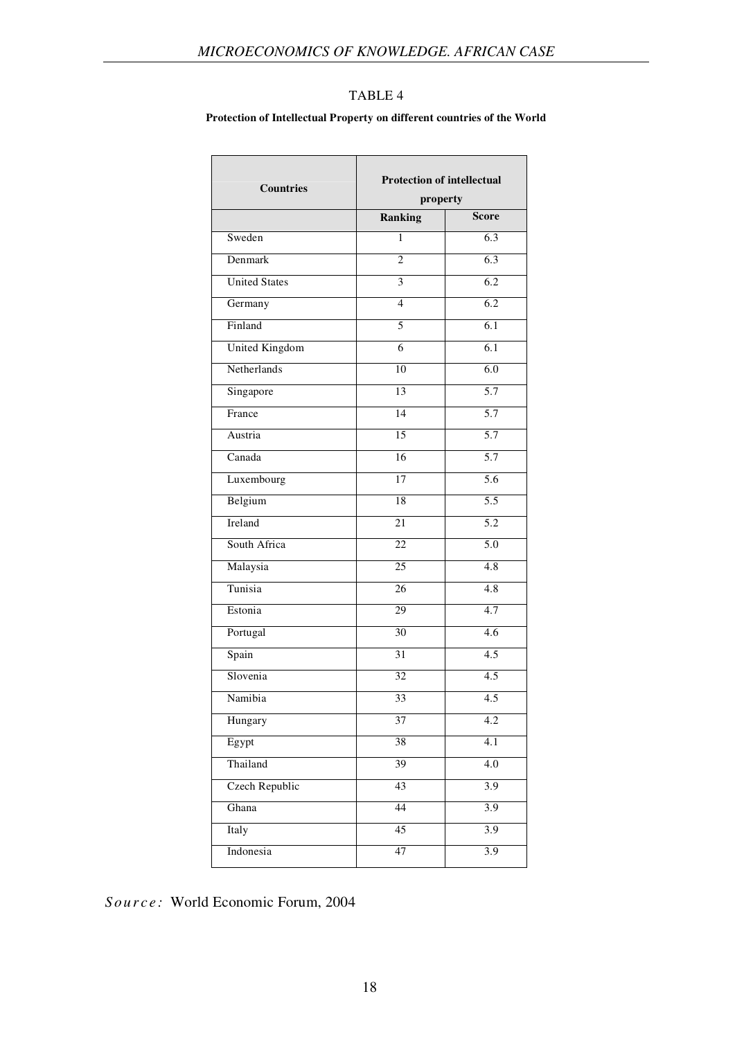TABLE 4

**Protection of Intellectual Property on different countries of the World**

| Countries | Protection of intellectual property | |
|---|---|---|
| | **Ranking** | **Score** |
| Sweden | 1 | 6.3 |
| Denmark | 2 | 6.3 |
| United States | 3 | 6.2 |
| Germany | 4 | 6.2 |
| Finland | 5 | 6.1 |
| United Kingdom | 6 | 6.1 |
| Netherlands | 10 | 6.0 |
| Singapore | 13 | 5.7 |
| France | 14 | 5.7 |
| Austria | 15 | 5.7 |
| Canada | 16 | 5.7 |
| Luxembourg | 17 | 5.6 |
| Belgium | 18 | 5.5 |
| Ireland | 21 | 5.2 |
| South Africa | 22 | 5.0 |
| Malaysia | 25 | 4.8 |
| Tunisia | 26 | 4.8 |
| Estonia | 29 | 4.7 |
| Portugal | 30 | 4.6 |
| Spain | 31 | 4.5 |
| Slovenia | 32 | 4.5 |
| Namibia | 33 | 4.5 |
| Hungary | 37 | 4.2 |
| Egypt | 38 | 4.1 |
| Thailand | 39 | 4.0 |
| Czech Republic | 43 | 3.9 |
| Ghana | 44 | 3.9 |
| Italy | 45 | 3.9 |
| Indonesia | 47 | 3.9 |

*Source:* World Economic Forum, 2004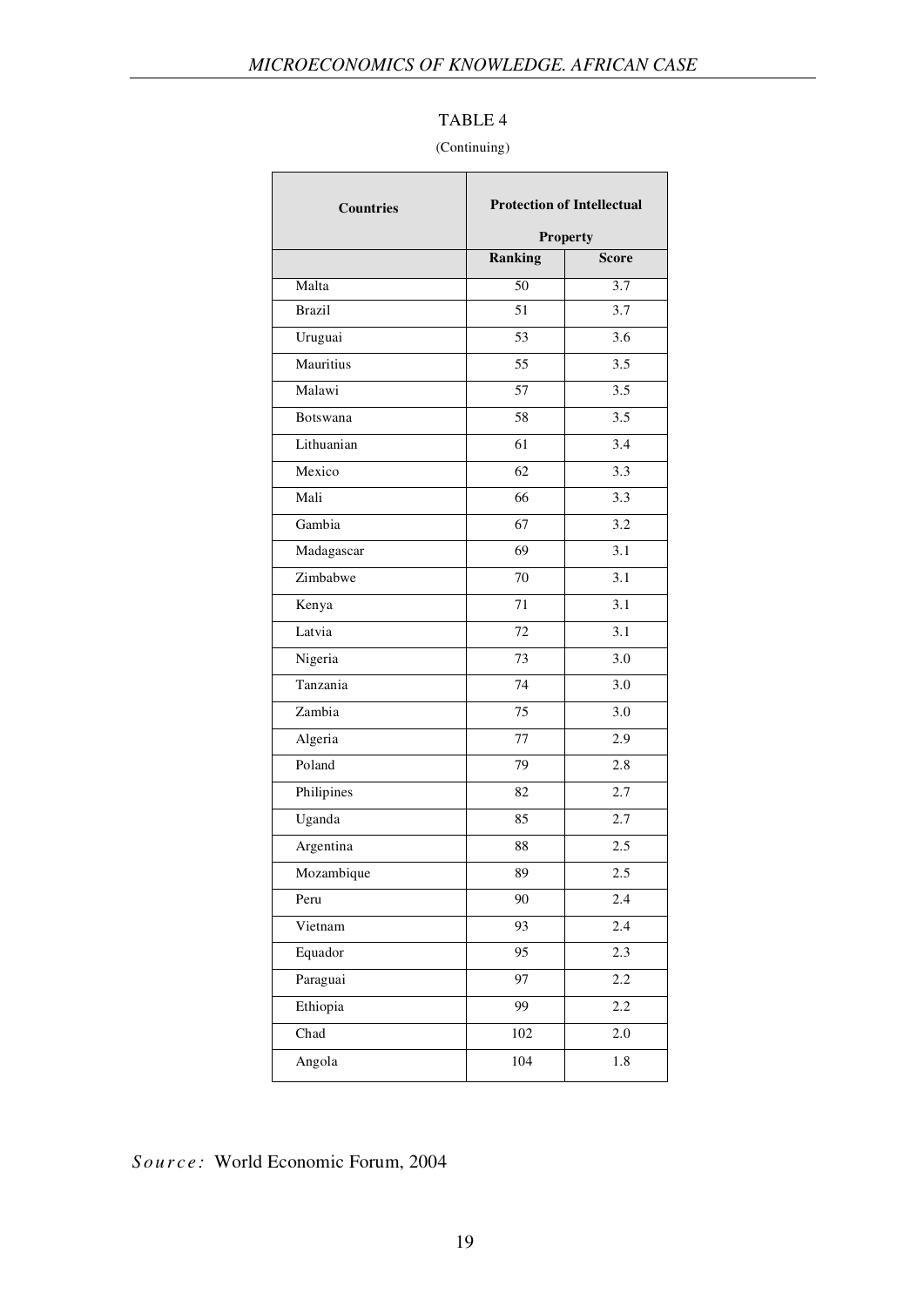TABLE 4

(Continuing)

| Countries | Protection of Intellectual Property | |
|---|---|---|
| | Ranking | Score |
| Malta | 50 | 3.7 |
| Brazil | 51 | 3.7 |
| Uruguai | 53 | 3.6 |
| Mauritius | 55 | 3.5 |
| Malawi | 57 | 3.5 |
| Botswana | 58 | 3.5 |
| Lithuanian | 61 | 3.4 |
| Mexico | 62 | 3.3 |
| Mali | 66 | 3.3 |
| Gambia | 67 | 3.2 |
| Madagascar | 69 | 3.1 |
| Zimbabwe | 70 | 3.1 |
| Kenya | 71 | 3.1 |
| Latvia | 72 | 3.1 |
| Nigeria | 73 | 3.0 |
| Tanzania | 74 | 3.0 |
| Zambia | 75 | 3.0 |
| Algeria | 77 | 2.9 |
| Poland | 79 | 2.8 |
| Philipines | 82 | 2.7 |
| Uganda | 85 | 2.7 |
| Argentina | 88 | 2.5 |
| Mozambique | 89 | 2.5 |
| Peru | 90 | 2.4 |
| Vietnam | 93 | 2.4 |
| Equador | 95 | 2.3 |
| Paraguai | 97 | 2.2 |
| Ethiopia | 99 | 2.2 |
| Chad | 102 | 2.0 |
| Angola | 104 | 1.8 |

*Source:* World Economic Forum, 2004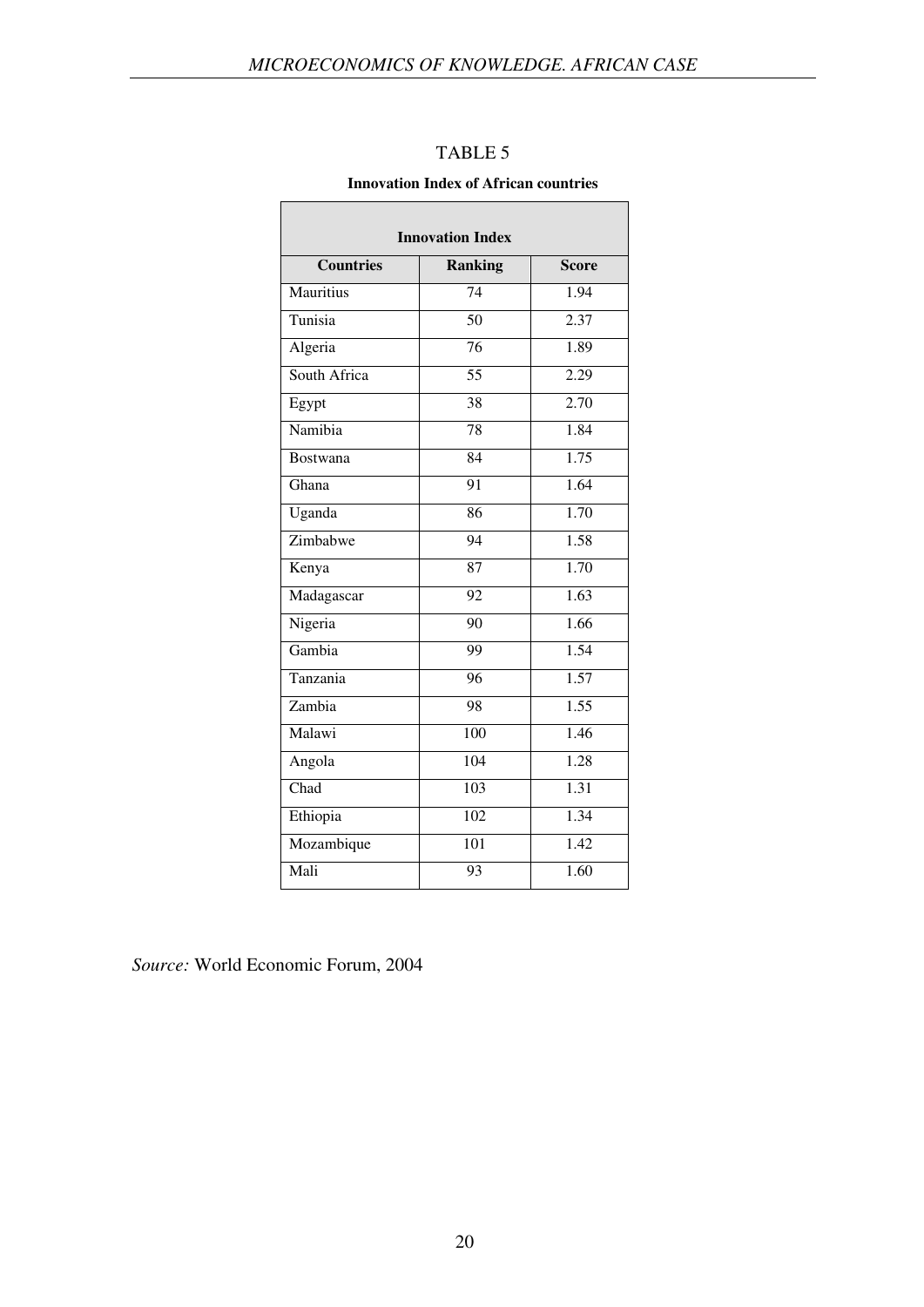TABLE 5

**Innovation Index of African countries**

| Innovation Index | | |
|---|---|---|
| **Countries** | **Ranking** | **Score** |
| Mauritius | 74 | 1.94 |
| Tunisia | 50 | 2.37 |
| Algeria | 76 | 1.89 |
| South Africa | 55 | 2.29 |
| Egypt | 38 | 2.70 |
| Namibia | 78 | 1.84 |
| Bostwana | 84 | 1.75 |
| Ghana | 91 | 1.64 |
| Uganda | 86 | 1.70 |
| Zimbabwe | 94 | 1.58 |
| Kenya | 87 | 1.70 |
| Madagascar | 92 | 1.63 |
| Nigeria | 90 | 1.66 |
| Gambia | 99 | 1.54 |
| Tanzania | 96 | 1.57 |
| Zambia | 98 | 1.55 |
| Malawi | 100 | 1.46 |
| Angola | 104 | 1.28 |
| Chad | 103 | 1.31 |
| Ethiopia | 102 | 1.34 |
| Mozambique | 101 | 1.42 |
| Mali | 93 | 1.60 |

*Source:* World Economic Forum, 2004